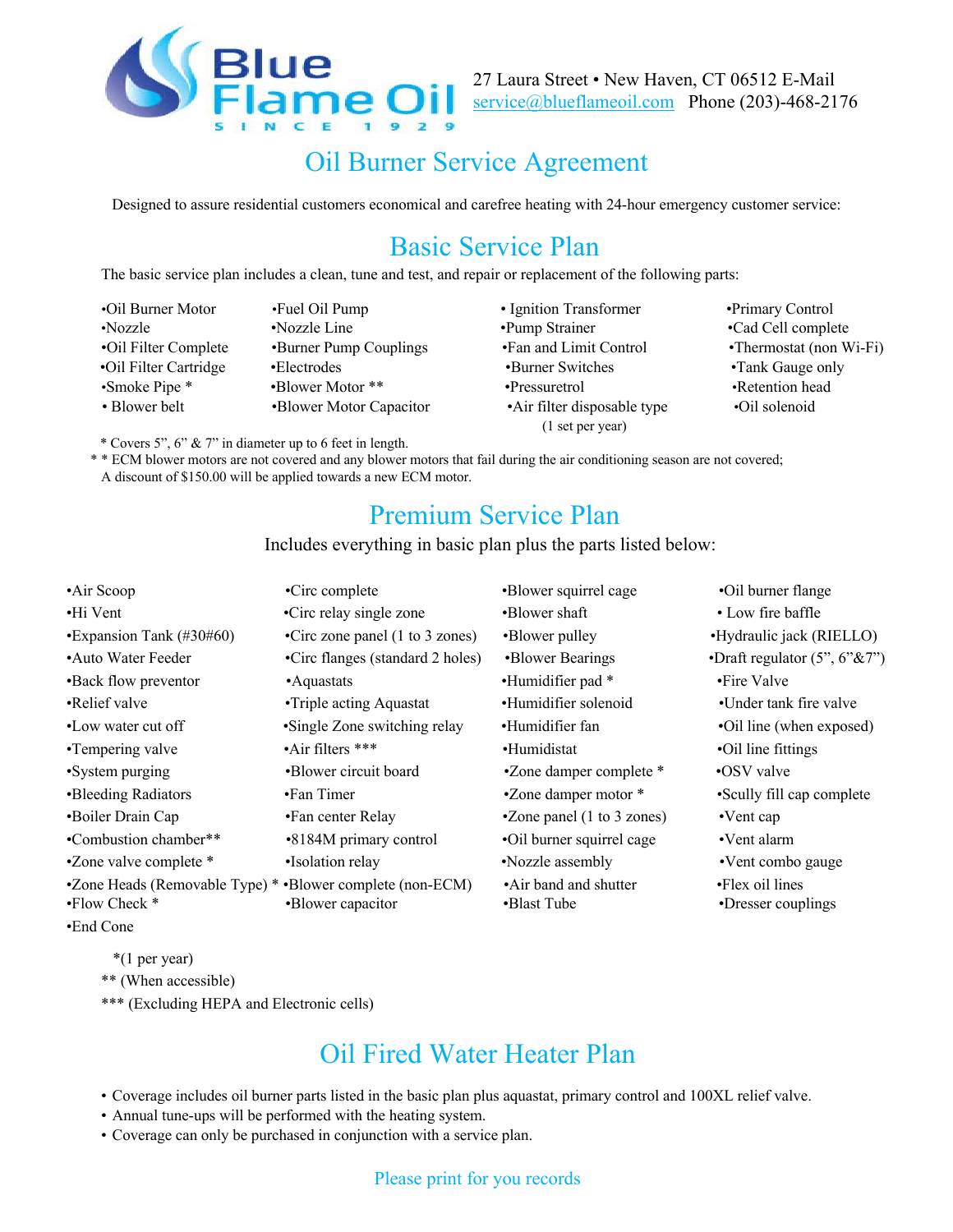Blue Flame Oil
SINCE 1929

27 Laura Street • New Haven, CT 06512 E-Mail service@blueflameoil.com Phone (203)-468-2176

# Oil Burner Service Agreement

Designed to assure residential customers economical and carefree heating with 24-hour emergency customer service:

## Basic Service Plan

The basic service plan includes a clean, tune and test, and repair or replacement of the following parts:

- Oil Burner Motor
- Nozzle
- Oil Filter Complete
- Oil Filter Cartridge
- Smoke Pipe *
- Blower belt
- Fuel Oil Pump
- Nozzle Line
- Burner Pump Couplings
- Electrodes
- Blower Motor **
- Blower Motor Capacitor
- Ignition Transformer
- Pump Strainer
- Fan and Limit Control
- Burner Switches
- Pressuretrol
- Air filter disposable type (1 set per year)
- Primary Control
- Cad Cell complete
- Thermostat (non Wi-Fi)
- Tank Gauge only
- Retention head
- Oil solenoid

\* Covers 5", 6" & 7" in diameter up to 6 feet in length.
\*\* ECM blower motors are not covered and any blower motors that fail during the air conditioning season are not covered; A discount of $150.00 will be applied towards a new ECM motor.

## Premium Service Plan

Includes everything in basic plan plus the parts listed below:

- Air Scoop
- Hi Vent
- Expansion Tank (#30#60)
- Auto Water Feeder
- Back flow preventor
- Relief valve
- Low water cut off
- Tempering valve
- System purging
- Bleeding Radiators
- Boiler Drain Cap
- Combustion chamber**
- Zone valve complete *
- Zone Heads (Removable Type) *
- Flow Check *
- End Cone
- Circ complete
- Circ relay single zone
- Circ zone panel (1 to 3 zones)
- Circ flanges (standard 2 holes)
- Aquastats
- Triple acting Aquastat
- Single Zone switching relay
- Air filters ***
- Blower circuit board
- Fan Timer
- Fan center Relay
- 8184M primary control
- Isolation relay
- Blower complete (non-ECM)
- Blower capacitor
- Blower squirrel cage
- Blower shaft
- Blower pulley
- Blower Bearings
- Humidifier pad *
- Humidifier solenoid
- Humidifier fan
- Humidistat
- Zone damper complete *
- Zone damper motor *
- Zone panel (1 to 3 zones)
- Oil burner squirrel cage
- Nozzle assembly
- Air band and shutter
- Blast Tube
- Oil burner flange
- Low fire baffle
- Hydraulic jack (RIELLO)
- Draft regulator (5", 6"&7")
- Fire Valve
- Under tank fire valve
- Oil line (when exposed)
- Oil line fittings
- OSV valve
- Scully fill cap complete
- Vent cap
- Vent alarm
- Vent combo gauge
- Flex oil lines
- Dresser couplings

\*(1 per year)
\*\* (When accessible)
\*\*\* (Excluding HEPA and Electronic cells)

## Oil Fired Water Heater Plan

- Coverage includes oil burner parts listed in the basic plan plus aquastat, primary control and 100XL relief valve.
- Annual tune-ups will be performed with the heating system.
- Coverage can only be purchased in conjunction with a service plan.

Please print for you records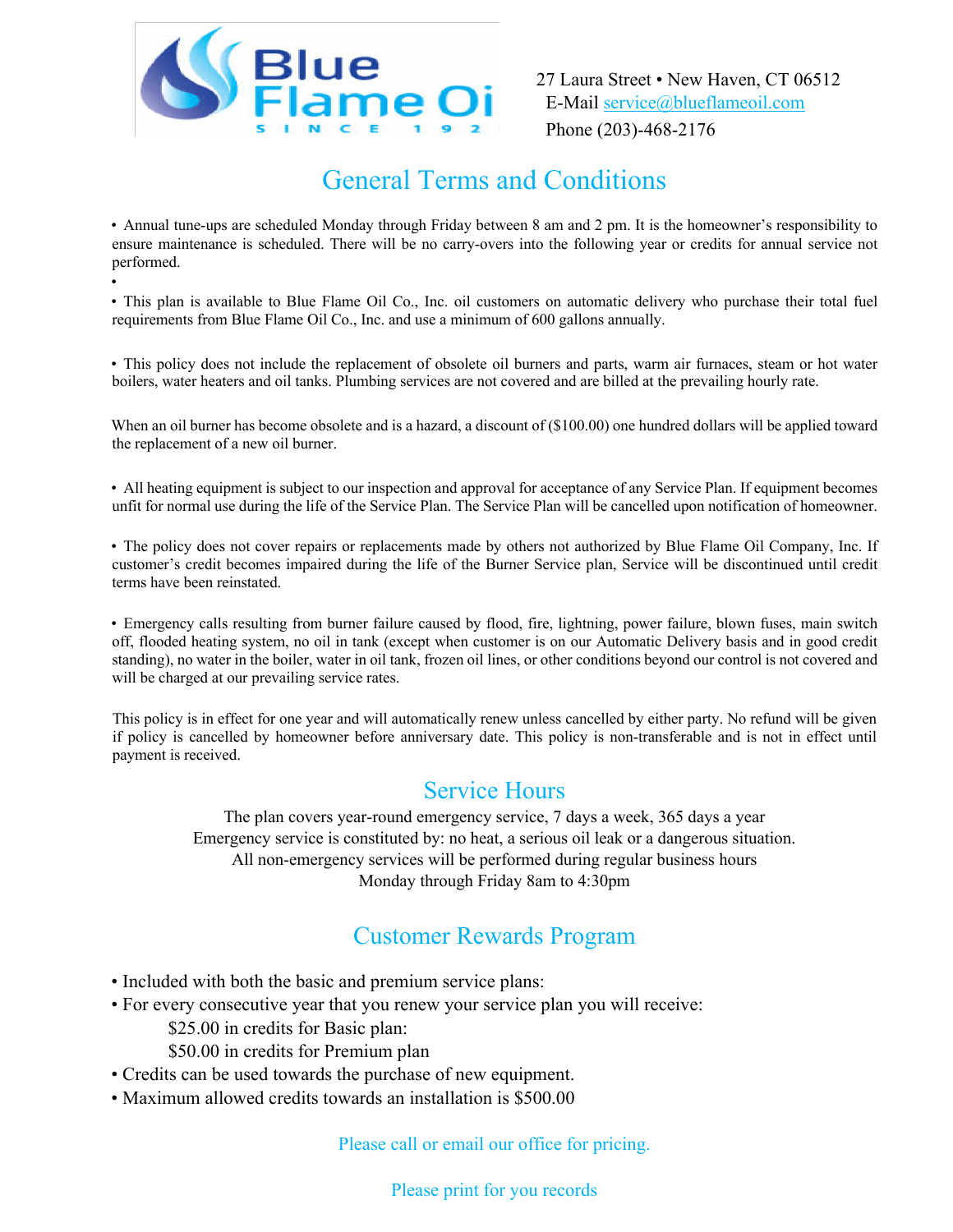Blue Flame Oil
SINCE 192

27 Laura Street • New Haven, CT 06512
E-Mail service@blueflameoil.com
Phone (203)-468-2176

# General Terms and Conditions

• Annual tune-ups are scheduled Monday through Friday between 8 am and 2 pm. It is the homeowner's responsibility to ensure maintenance is scheduled. There will be no carry-overs into the following year or credits for annual service not performed.

•

• This plan is available to Blue Flame Oil Co., Inc. oil customers on automatic delivery who purchase their total fuel requirements from Blue Flame Oil Co., Inc. and use a minimum of 600 gallons annually.

• This policy does not include the replacement of obsolete oil burners and parts, warm air furnaces, steam or hot water boilers, water heaters and oil tanks. Plumbing services are not covered and are billed at the prevailing hourly rate.

When an oil burner has become obsolete and is a hazard, a discount of ($100.00) one hundred dollars will be applied toward the replacement of a new oil burner.

• All heating equipment is subject to our inspection and approval for acceptance of any Service Plan. If equipment becomes unfit for normal use during the life of the Service Plan. The Service Plan will be cancelled upon notification of homeowner.

• The policy does not cover repairs or replacements made by others not authorized by Blue Flame Oil Company, Inc. If customer's credit becomes impaired during the life of the Burner Service plan, Service will be discontinued until credit terms have been reinstated.

• Emergency calls resulting from burner failure caused by flood, fire, lightning, power failure, blown fuses, main switch off, flooded heating system, no oil in tank (except when customer is on our Automatic Delivery basis and in good credit standing), no water in the boiler, water in oil tank, frozen oil lines, or other conditions beyond our control is not covered and will be charged at our prevailing service rates.

This policy is in effect for one year and will automatically renew unless cancelled by either party. No refund will be given if policy is cancelled by homeowner before anniversary date. This policy is non-transferable and is not in effect until payment is received.

## Service Hours

The plan covers year-round emergency service, 7 days a week, 365 days a year
Emergency service is constituted by: no heat, a serious oil leak or a dangerous situation.
All non-emergency services will be performed during regular business hours
Monday through Friday 8am to 4:30pm

## Customer Rewards Program

- Included with both the basic and premium service plans:
- For every consecutive year that you renew your service plan you will receive:
  - $25.00 in credits for Basic plan:
  - $50.00 in credits for Premium plan
- Credits can be used towards the purchase of new equipment.
- Maximum allowed credits towards an installation is $500.00

Please call or email our office for pricing.

Please print for you records